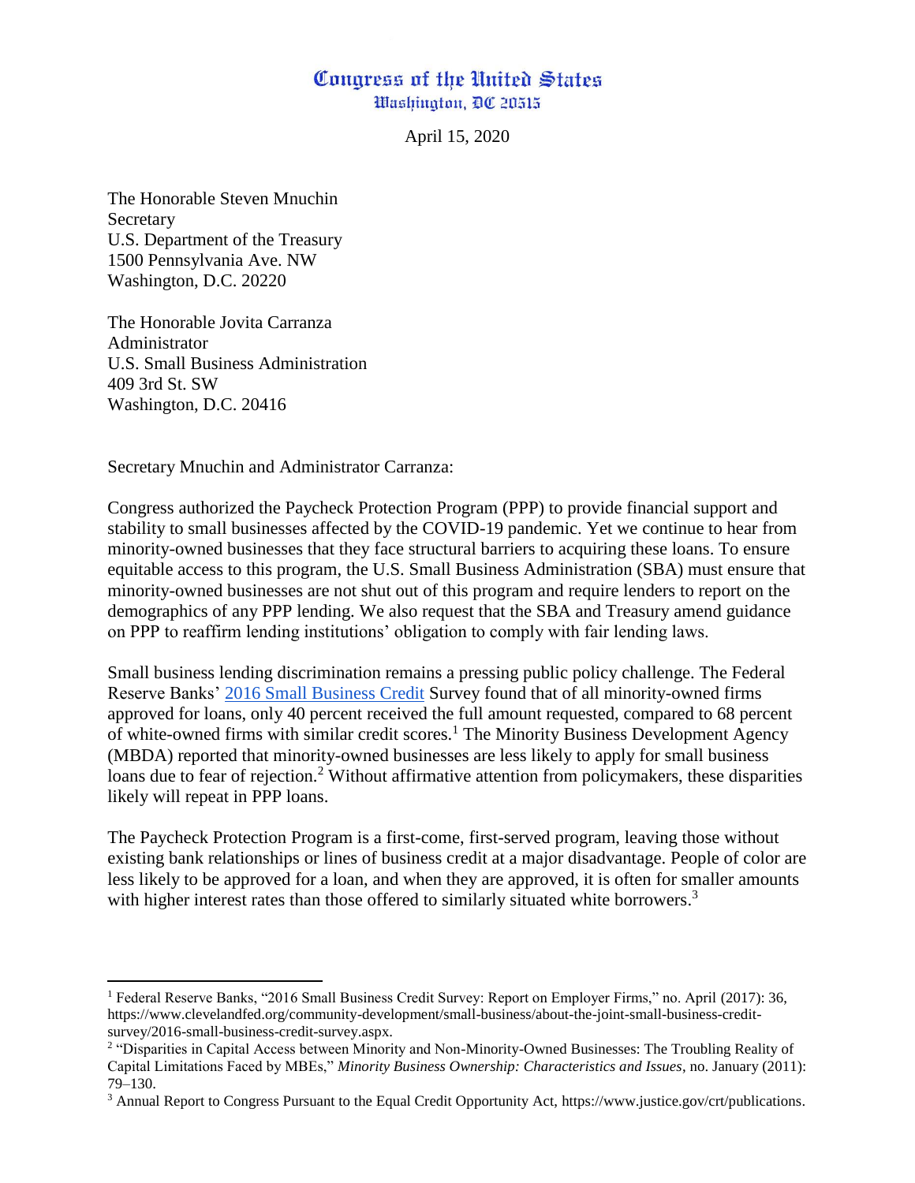# Congress of the United States
Washington, DC 20515

April 15, 2020

The Honorable Steven Mnuchin
Secretary
U.S. Department of the Treasury
1500 Pennsylvania Ave. NW
Washington, D.C. 20220

The Honorable Jovita Carranza
Administrator
U.S. Small Business Administration
409 3rd St. SW
Washington, D.C. 20416

Secretary Mnuchin and Administrator Carranza:

Congress authorized the Paycheck Protection Program (PPP) to provide financial support and stability to small businesses affected by the COVID-19 pandemic. Yet we continue to hear from minority-owned businesses that they face structural barriers to acquiring these loans. To ensure equitable access to this program, the U.S. Small Business Administration (SBA) must ensure that minority-owned businesses are not shut out of this program and require lenders to report on the demographics of any PPP lending. We also request that the SBA and Treasury amend guidance on PPP to reaffirm lending institutions' obligation to comply with fair lending laws.

Small business lending discrimination remains a pressing public policy challenge. The Federal Reserve Banks' [2016 Small Business Credit](https://www.clevelandfed.org/community-development/small-business/about-the-joint-small-business-credit-survey/2016-small-business-credit-survey.aspx) Survey found that of all minority-owned firms approved for loans, only 40 percent received the full amount requested, compared to 68 percent of white-owned firms with similar credit scores.[1] The Minority Business Development Agency (MBDA) reported that minority-owned businesses are less likely to apply for small business loans due to fear of rejection.[2] Without affirmative attention from policymakers, these disparities likely will repeat in PPP loans.

The Paycheck Protection Program is a first-come, first-served program, leaving those without existing bank relationships or lines of business credit at a major disadvantage. People of color are less likely to be approved for a loan, and when they are approved, it is often for smaller amounts with higher interest rates than those offered to similarly situated white borrowers.[3]

---

[1] Federal Reserve Banks, "2016 Small Business Credit Survey: Report on Employer Firms," no. April (2017): 36, https://www.clevelandfed.org/community-development/small-business/about-the-joint-small-business-credit-survey/2016-small-business-credit-survey.aspx.

[2] "Disparities in Capital Access between Minority and Non-Minority-Owned Businesses: The Troubling Reality of Capital Limitations Faced by MBEs," *Minority Business Ownership: Characteristics and Issues*, no. January (2011): 79–130.

[3] Annual Report to Congress Pursuant to the Equal Credit Opportunity Act, https://www.justice.gov/crt/publications.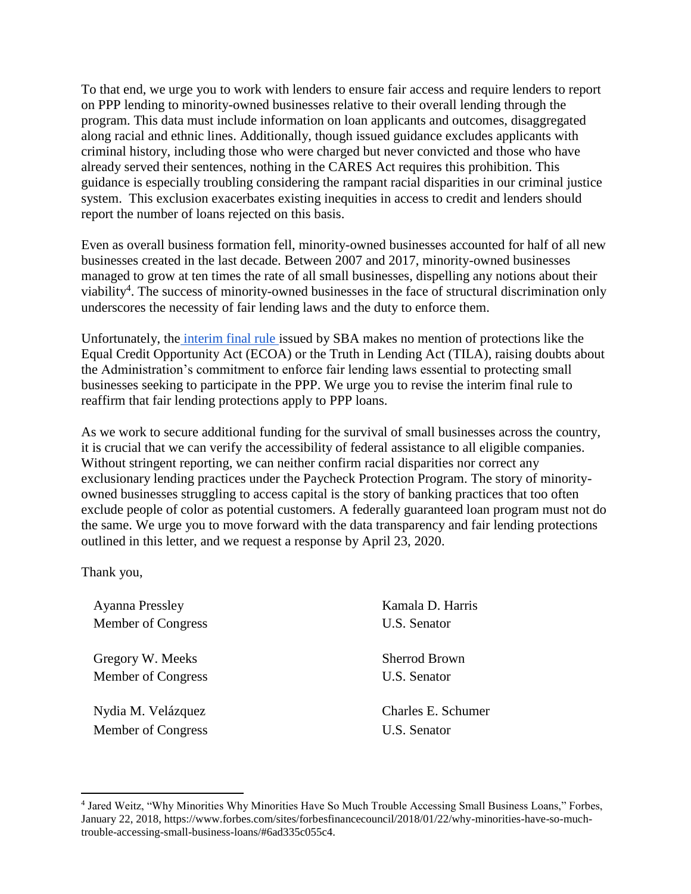To that end, we urge you to work with lenders to ensure fair access and require lenders to report on PPP lending to minority-owned businesses relative to their overall lending through the program. This data must include information on loan applicants and outcomes, disaggregated along racial and ethnic lines. Additionally, though issued guidance excludes applicants with criminal history, including those who were charged but never convicted and those who have already served their sentences, nothing in the CARES Act requires this prohibition. This guidance is especially troubling considering the rampant racial disparities in our criminal justice system. This exclusion exacerbates existing inequities in access to credit and lenders should report the number of loans rejected on this basis.

Even as overall business formation fell, minority-owned businesses accounted for half of all new businesses created in the last decade. Between 2007 and 2017, minority-owned businesses managed to grow at ten times the rate of all small businesses, dispelling any notions about their viability[4]. The success of minority-owned businesses in the face of structural discrimination only underscores the necessity of fair lending laws and the duty to enforce them.

Unfortunately, the interim final rule issued by SBA makes no mention of protections like the Equal Credit Opportunity Act (ECOA) or the Truth in Lending Act (TILA), raising doubts about the Administration's commitment to enforce fair lending laws essential to protecting small businesses seeking to participate in the PPP. We urge you to revise the interim final rule to reaffirm that fair lending protections apply to PPP loans.

As we work to secure additional funding for the survival of small businesses across the country, it is crucial that we can verify the accessibility of federal assistance to all eligible companies. Without stringent reporting, we can neither confirm racial disparities nor correct any exclusionary lending practices under the Paycheck Protection Program. The story of minority-owned businesses struggling to access capital is the story of banking practices that too often exclude people of color as potential customers. A federally guaranteed loan program must not do the same. We urge you to move forward with the data transparency and fair lending protections outlined in this letter, and we request a response by April 23, 2020.

Thank you,

Ayanna Pressley
Member of Congress

Kamala D. Harris
U.S. Senator

Gregory W. Meeks
Member of Congress

Sherrod Brown
U.S. Senator

Nydia M. Velázquez
Member of Congress

Charles E. Schumer
U.S. Senator

---

[4] Jared Weitz, "Why Minorities Why Minorities Have So Much Trouble Accessing Small Business Loans," Forbes, January 22, 2018, https://www.forbes.com/sites/forbesfinancecouncil/2018/01/22/why-minorities-have-so-much-trouble-accessing-small-business-loans/#6ad335c055c4.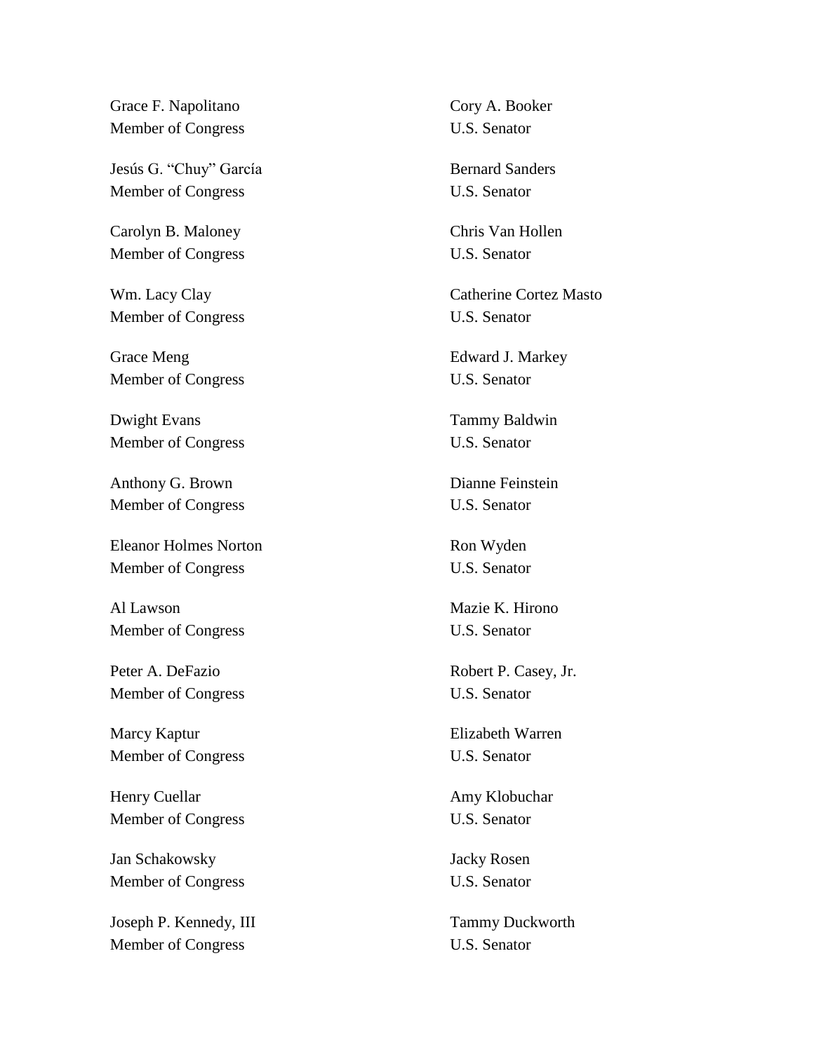Grace F. Napolitano
Member of Congress

Jesús G. "Chuy" García
Member of Congress

Carolyn B. Maloney
Member of Congress

Wm. Lacy Clay
Member of Congress

Grace Meng
Member of Congress

Dwight Evans
Member of Congress

Anthony G. Brown
Member of Congress

Eleanor Holmes Norton
Member of Congress

Al Lawson
Member of Congress

Peter A. DeFazio
Member of Congress

Marcy Kaptur
Member of Congress

Henry Cuellar
Member of Congress

Jan Schakowsky
Member of Congress

Joseph P. Kennedy, III
Member of Congress

Cory A. Booker
U.S. Senator

Bernard Sanders
U.S. Senator

Chris Van Hollen
U.S. Senator

Catherine Cortez Masto
U.S. Senator

Edward J. Markey
U.S. Senator

Tammy Baldwin
U.S. Senator

Dianne Feinstein
U.S. Senator

Ron Wyden
U.S. Senator

Mazie K. Hirono
U.S. Senator

Robert P. Casey, Jr.
U.S. Senator

Elizabeth Warren
U.S. Senator

Amy Klobuchar
U.S. Senator

Jacky Rosen
U.S. Senator

Tammy Duckworth
U.S. Senator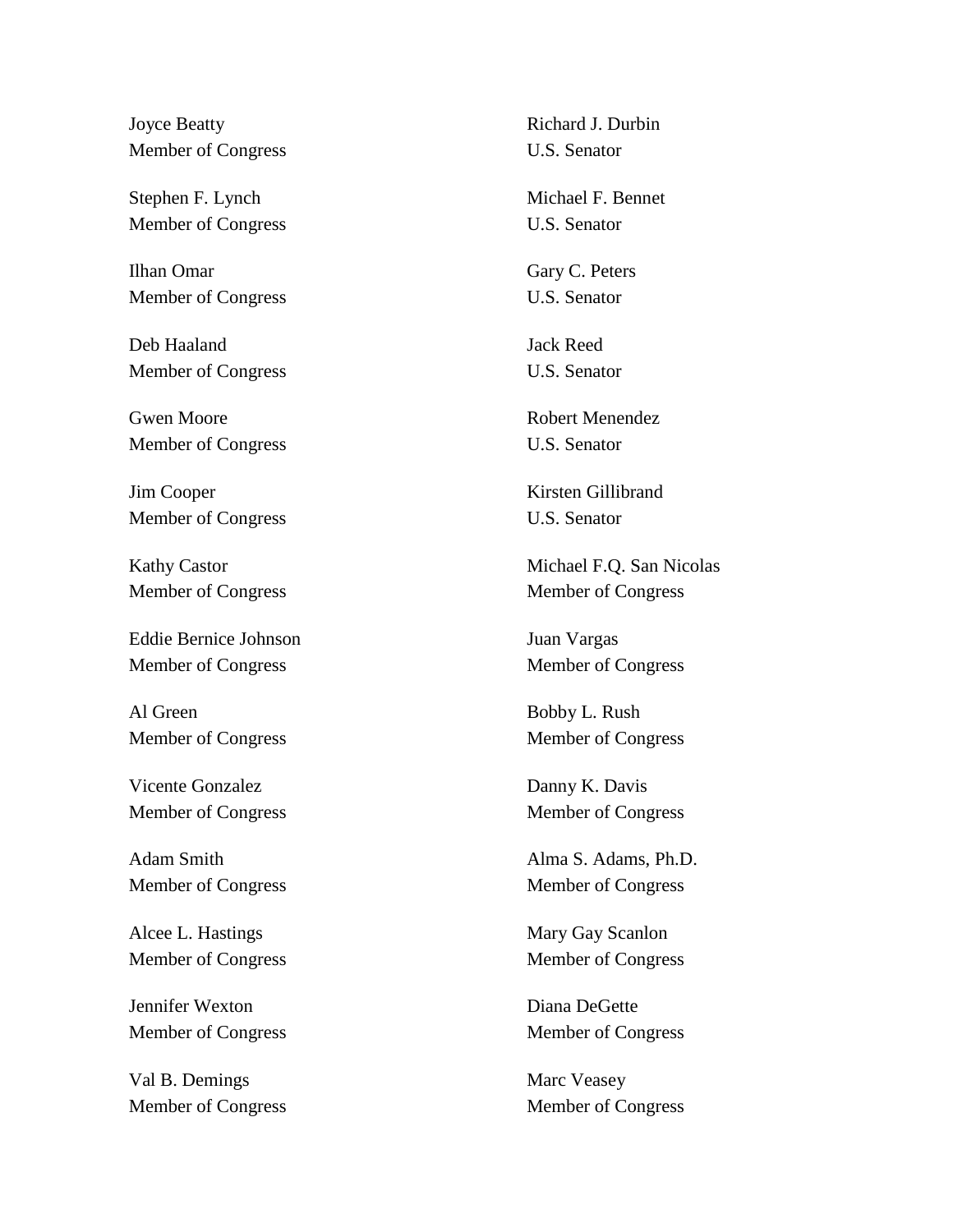Joyce Beatty
Member of Congress

Stephen F. Lynch
Member of Congress

Ilhan Omar
Member of Congress

Deb Haaland
Member of Congress

Gwen Moore
Member of Congress

Jim Cooper
Member of Congress

Kathy Castor
Member of Congress

Eddie Bernice Johnson
Member of Congress

Al Green
Member of Congress

Vicente Gonzalez
Member of Congress

Adam Smith
Member of Congress

Alcee L. Hastings
Member of Congress

Jennifer Wexton
Member of Congress

Val B. Demings
Member of Congress

Richard J. Durbin
U.S. Senator

Michael F. Bennet
U.S. Senator

Gary C. Peters
U.S. Senator

Jack Reed
U.S. Senator

Robert Menendez
U.S. Senator

Kirsten Gillibrand
U.S. Senator

Michael F.Q. San Nicolas
Member of Congress

Juan Vargas
Member of Congress

Bobby L. Rush
Member of Congress

Danny K. Davis
Member of Congress

Alma S. Adams, Ph.D.
Member of Congress

Mary Gay Scanlon
Member of Congress

Diana DeGette
Member of Congress

Marc Veasey
Member of Congress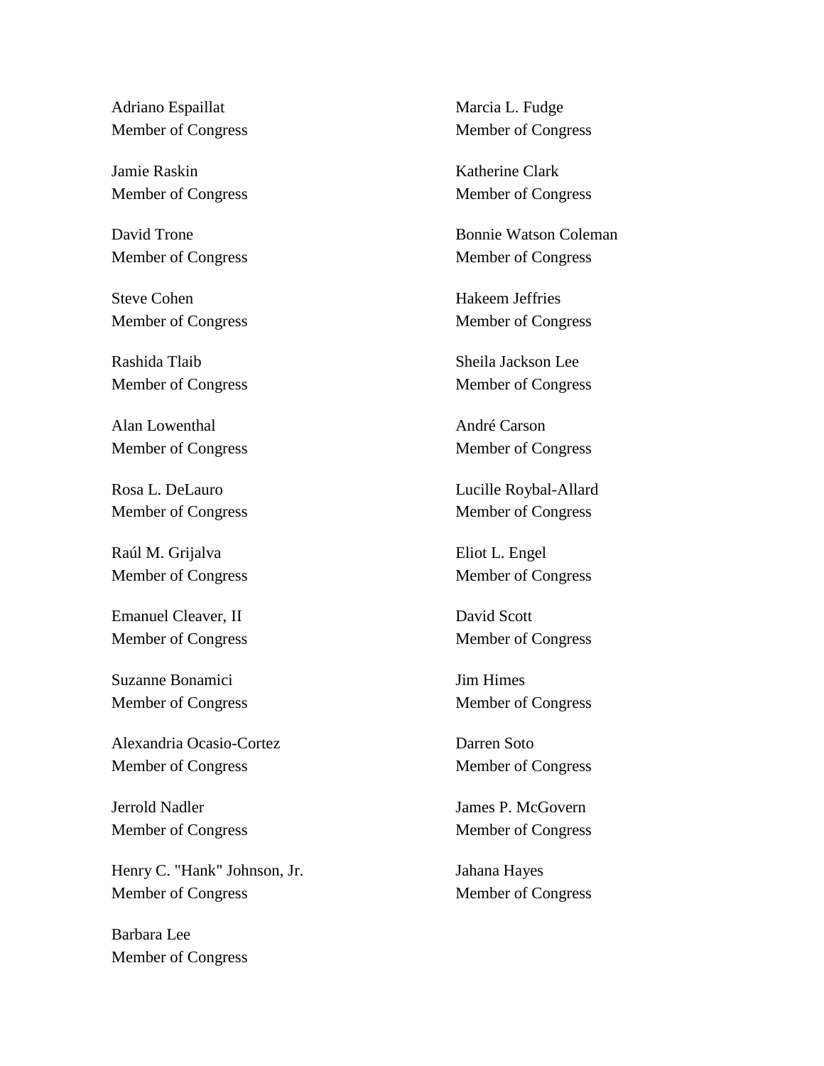Adriano Espaillat
Member of Congress

Jamie Raskin
Member of Congress

David Trone
Member of Congress

Steve Cohen
Member of Congress

Rashida Tlaib
Member of Congress

Alan Lowenthal
Member of Congress

Rosa L. DeLauro
Member of Congress

Raúl M. Grijalva
Member of Congress

Emanuel Cleaver, II
Member of Congress

Suzanne Bonamici
Member of Congress

Alexandria Ocasio-Cortez
Member of Congress

Jerrold Nadler
Member of Congress

Henry C. "Hank" Johnson, Jr.
Member of Congress

Barbara Lee
Member of Congress

Marcia L. Fudge
Member of Congress

Katherine Clark
Member of Congress

Bonnie Watson Coleman
Member of Congress

Hakeem Jeffries
Member of Congress

Sheila Jackson Lee
Member of Congress

André Carson
Member of Congress

Lucille Roybal-Allard
Member of Congress

Eliot L. Engel
Member of Congress

David Scott
Member of Congress

Jim Himes
Member of Congress

Darren Soto
Member of Congress

James P. McGovern
Member of Congress

Jahana Hayes
Member of Congress